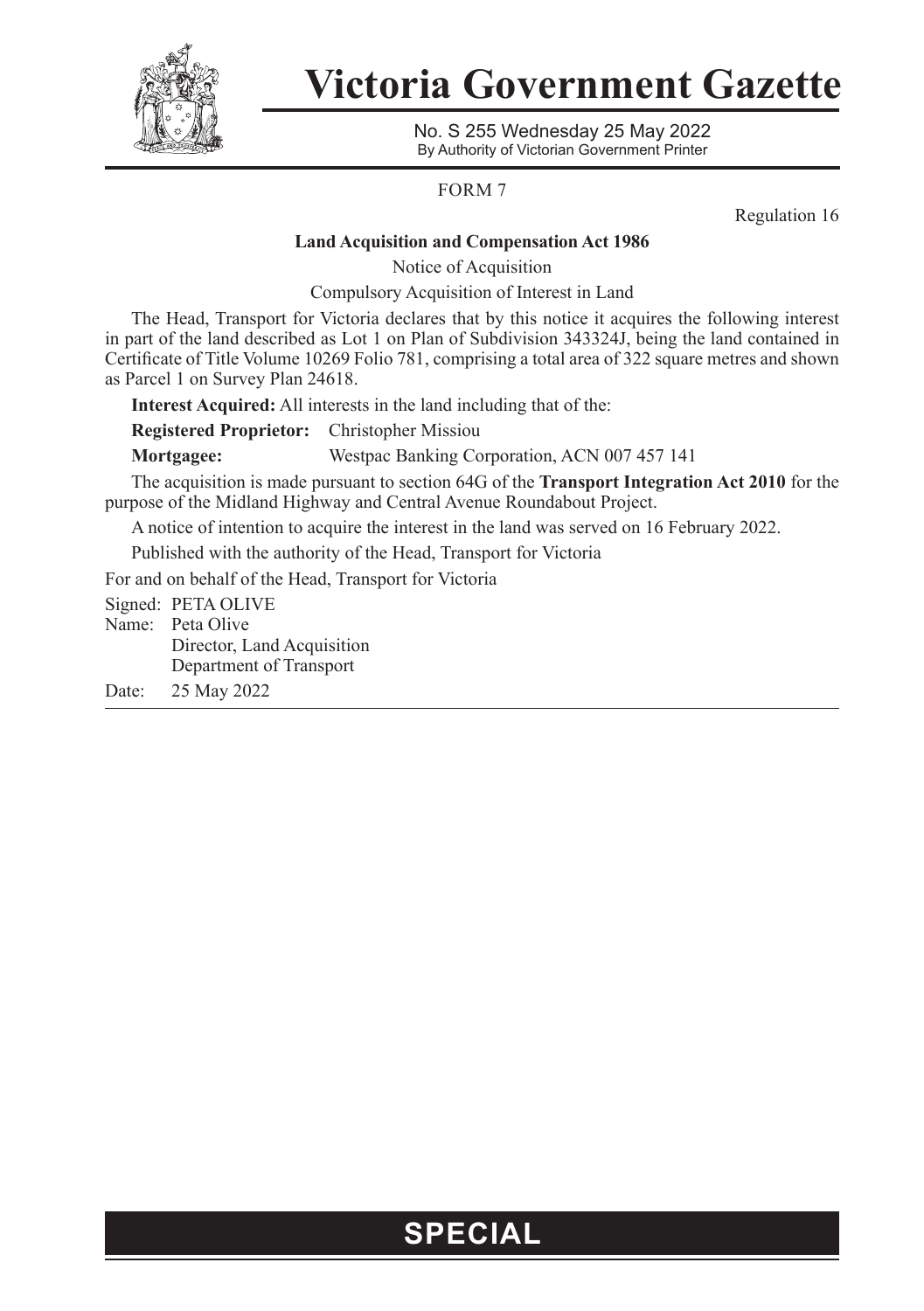# Victoria Government Gazette

No. S 255 Wednesday 25 May 2022

By Authority of Victorian Government Printer

FORM 7

Regulation 16

**Land Acquisition and Compensation Act 1986**

Notice of Acquisition

Compulsory Acquisition of Interest in Land

The Head, Transport for Victoria declares that by this notice it acquires the following interest in part of the land described as Lot 1 on Plan of Subdivision 343324J, being the land contained in Certificate of Title Volume 10269 Folio 781, comprising a total area of 322 square metres and shown as Parcel 1 on Survey Plan 24618.

**Interest Acquired:** All interests in the land including that of the:

**Registered Proprietor:** Christopher Missiou

**Mortgagee:** Westpac Banking Corporation, ACN 007 457 141

The acquisition is made pursuant to section 64G of the **Transport Integration Act 2010** for the purpose of the Midland Highway and Central Avenue Roundabout Project.

A notice of intention to acquire the interest in the land was served on 16 February 2022.

Published with the authority of the Head, Transport for Victoria

For and on behalf of the Head, Transport for Victoria

Signed: PETA OLIVE
Name: Peta Olive
Director, Land Acquisition
Department of Transport
Date: 25 May 2022

**SPECIAL**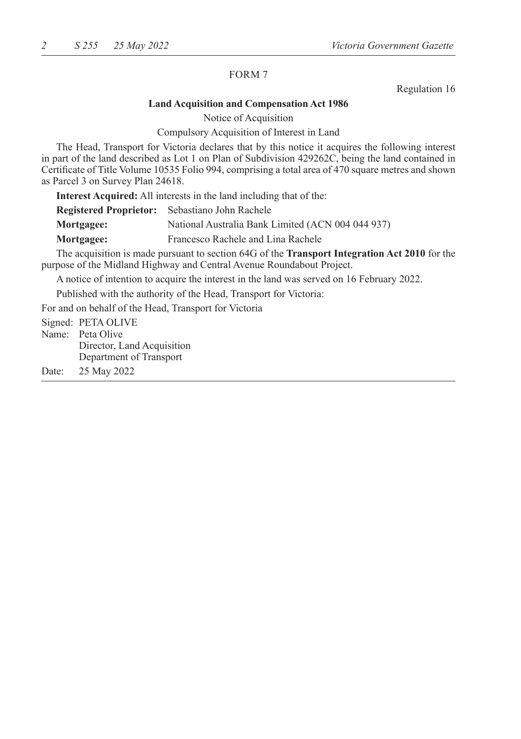FORM 7

Regulation 16

**Land Acquisition and Compensation Act 1986**

Notice of Acquisition

Compulsory Acquisition of Interest in Land

The Head, Transport for Victoria declares that by this notice it acquires the following interest in part of the land described as Lot 1 on Plan of Subdivision 429262C, being the land contained in Certificate of Title Volume 10535 Folio 994, comprising a total area of 470 square metres and shown as Parcel 3 on Survey Plan 24618.

**Interest Acquired:** All interests in the land including that of the:

**Registered Proprietor:** Sebastiano John Rachele

**Mortgagee:** National Australia Bank Limited (ACN 004 044 937)

**Mortgagee:** Francesco Rachele and Lina Rachele

The acquisition is made pursuant to section 64G of the **Transport Integration Act 2010** for the purpose of the Midland Highway and Central Avenue Roundabout Project.

A notice of intention to acquire the interest in the land was served on 16 February 2022.

Published with the authority of the Head, Transport for Victoria:

For and on behalf of the Head, Transport for Victoria

Signed: PETA OLIVE
Name: Peta Olive
Director, Land Acquisition
Department of Transport

Date: 25 May 2022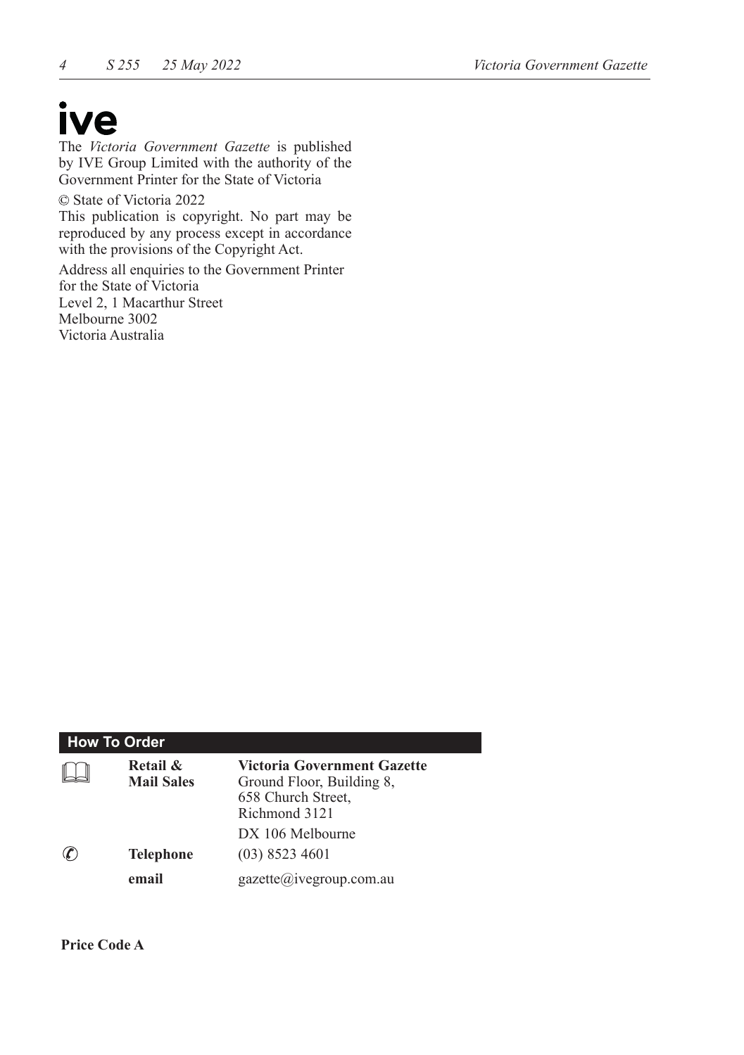ive

The *Victoria Government Gazette* is published by IVE Group Limited with the authority of the Government Printer for the State of Victoria

© State of Victoria 2022

This publication is copyright. No part may be reproduced by any process except in accordance with the provisions of the Copyright Act.

Address all enquiries to the Government Printer for the State of Victoria
Level 2, 1 Macarthur Street
Melbourne 3002
Victoria Australia

## How To Order

| | | |
|---|---|---|
| | **Retail & Mail Sales** | **Victoria Government Gazette**<br>Ground Floor, Building 8,<br>658 Church Street,<br>Richmond 3121 |
| | | DX 106 Melbourne |
| | **Telephone** | (03) 8523 4601 |
| | **email** | gazette@ivegroup.com.au |

**Price Code A**